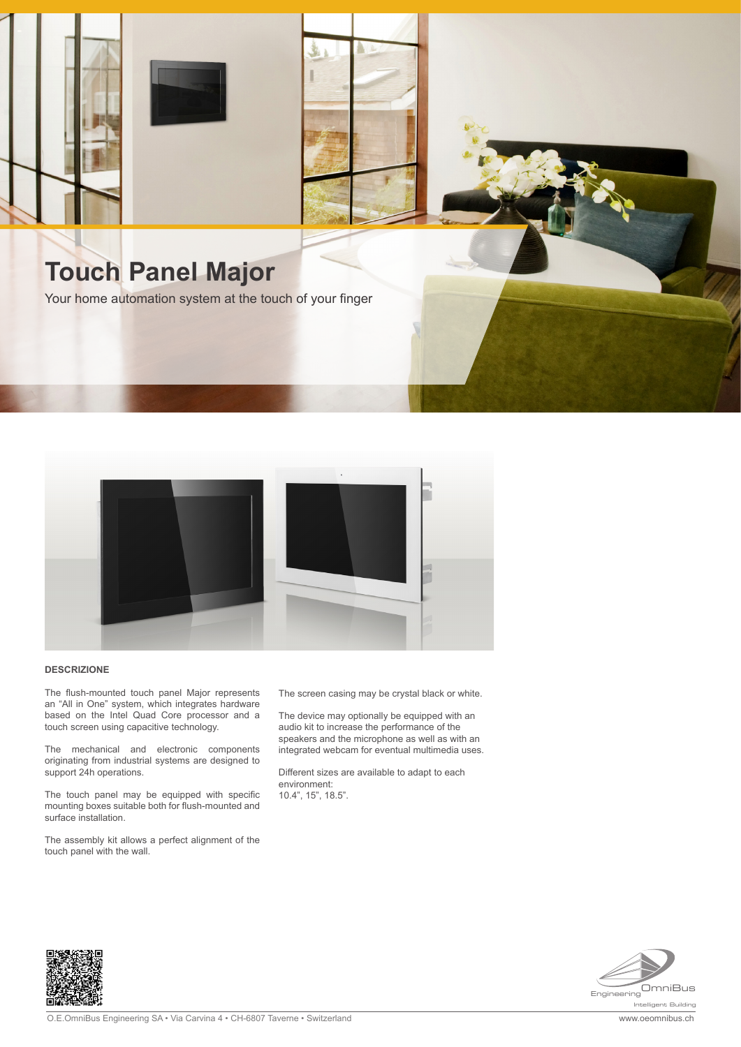# Touch Panel Major

Your home automation system at the touch of your finger

## DESCRIZIONE

The flush-mounted touch panel Major represents an "All in One" system, which integrates hardware based on the Intel Quad Core processor and a touch screen using capacitive technology.

The mechanical and electronic components originating from industrial systems are designed to support 24h operations.

The touch panel may be equipped with specific mounting boxes suitable both for flush-mounted and surface installation.

The assembly kit allows a perfect alignment of the touch panel with the wall.

The screen casing may be crystal black or white.

The device may optionally be equipped with an audio kit to increase the performance of the speakers and the microphone as well as with an integrated webcam for eventual multimedia uses.

Different sizes are available to adapt to each environment:
10.4", 15", 18.5".

Engineering OmniBus
Intelligent Building

O.E.OmniBus Engineering SA • Via Carvina 4 • CH-6807 Taverne • Switzerland

www.oeomnibus.ch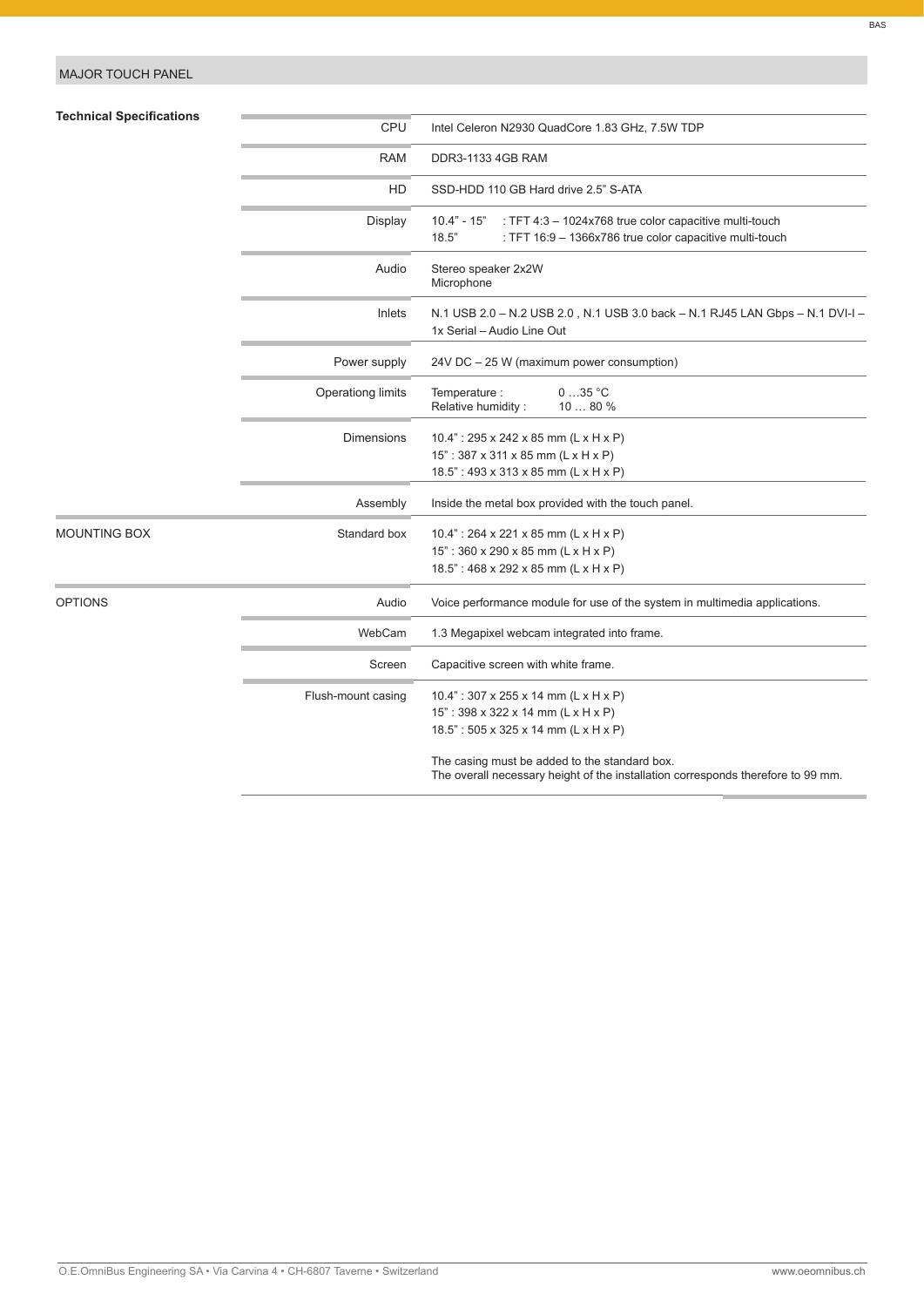## MAJOR TOUCH PANEL

| | | |
|---|---|---|
| **Technical Specifications** | CPU | Intel Celeron N2930 QuadCore 1.83 GHz, 7.5W TDP |
| | RAM | DDR3-1133 4GB RAM |
| | HD | SSD-HDD 110 GB Hard drive 2.5" S-ATA |
| | Display | 10.4" - 15" : TFT 4:3 – 1024x768 true color capacitive multi-touch<br>18.5" : TFT 16:9 – 1366x786 true color capacitive multi-touch |
| | Audio | Stereo speaker 2x2W<br>Microphone |
| | Inlets | N.1 USB 2.0 – N.2 USB 2.0 , N.1 USB 3.0 back – N.1 RJ45 LAN Gbps – N.1 DVI-I – 1x Serial – Audio Line Out |
| | Power supply | 24V DC – 25 W (maximum power consumption) |
| | Operationg limits | Temperature : 0 …35 °C<br>Relative humidity : 10 … 80 % |
| | Dimensions | 10.4" : 295 x 242 x 85 mm (L x H x P)<br>15" : 387 x 311 x 85 mm (L x H x P)<br>18.5" : 493 x 313 x 85 mm (L x H x P) |
| | Assembly | Inside the metal box provided with the touch panel. |
| MOUNTING BOX | Standard box | 10.4" : 264 x 221 x 85 mm (L x H x P)<br>15" : 360 x 290 x 85 mm (L x H x P)<br>18.5" : 468 x 292 x 85 mm (L x H x P) |
| OPTIONS | Audio | Voice performance module for use of the system in multimedia applications. |
| | WebCam | 1.3 Megapixel webcam integrated into frame. |
| | Screen | Capacitive screen with white frame. |
| | Flush-mount casing | 10.4" : 307 x 255 x 14 mm (L x H x P)<br>15" : 398 x 322 x 14 mm (L x H x P)<br>18.5" : 505 x 325 x 14 mm (L x H x P)<br><br>The casing must be added to the standard box.<br>The overall necessary height of the installation corresponds therefore to 99 mm. |